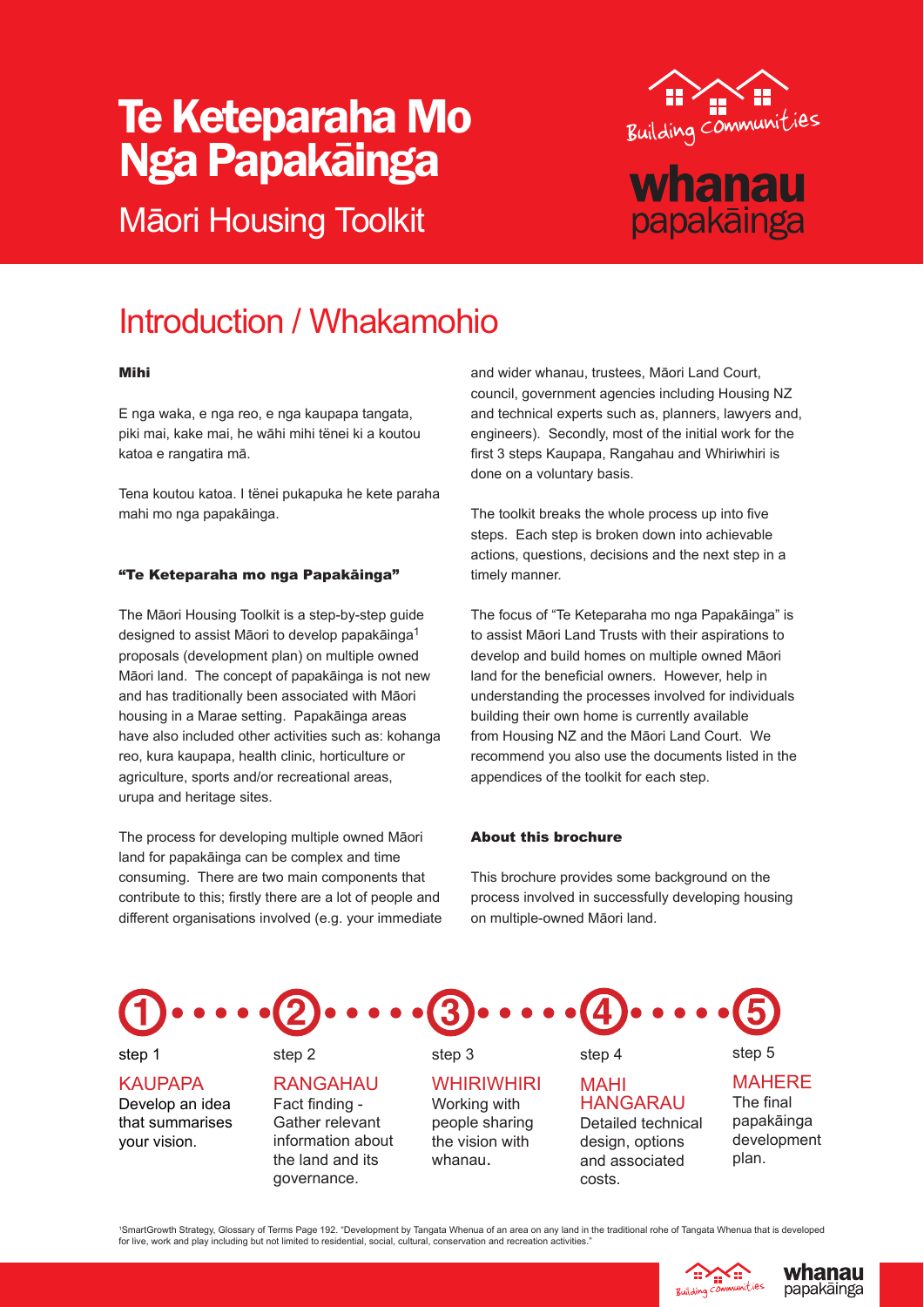# Te Keteparaha Mo Nga Papakāinga

Māori Housing Toolkit

Building Communities

whanau papakāinga

## Introduction / Whakamohio

### Mihi

E nga waka, e nga reo, e nga kaupapa tangata, piki mai, kake mai, he wāhi mihi tēnei ki a koutou katoa e rangatira mā.

Tena koutou katoa. I tēnei pukapuka he kete paraha mahi mo nga papakāinga.

### "Te Keteparaha mo nga Papakāinga"

The Māori Housing Toolkit is a step-by-step guide designed to assist Māori to develop papakāinga[1] proposals (development plan) on multiple owned Māori land. The concept of papakāinga is not new and has traditionally been associated with Māori housing in a Marae setting. Papakāinga areas have also included other activities such as: kohanga reo, kura kaupapa, health clinic, horticulture or agriculture, sports and/or recreational areas, urupa and heritage sites.

The process for developing multiple owned Māori land for papakāinga can be complex and time consuming. There are two main components that contribute to this; firstly there are a lot of people and different organisations involved (e.g. your immediate and wider whanau, trustees, Māori Land Court, council, government agencies including Housing NZ and technical experts such as, planners, lawyers and, engineers). Secondly, most of the initial work for the first 3 steps Kaupapa, Rangahau and Whiriwhiri is done on a voluntary basis.

The toolkit breaks the whole process up into five steps. Each step is broken down into achievable actions, questions, decisions and the next step in a timely manner.

The focus of "Te Keteparaha mo nga Papakāinga" is to assist Māori Land Trusts with their aspirations to develop and build homes on multiple owned Māori land for the beneficial owners. However, help in understanding the processes involved for individuals building their own home is currently available from Housing NZ and the Māori Land Court. We recommend you also use the documents listed in the appendices of the toolkit for each step.

### About this brochure

This brochure provides some background on the process involved in successfully developing housing on multiple-owned Māori land.

**Step 1 – KAUPAPA**
Develop an idea that summarises your vision.

**Step 2 – RANGAHAU**
Fact finding - Gather relevant information about the land and its governance.

**Step 3 – WHIRIWHIRI**
Working with people sharing the vision with whanau.

**Step 4 – MAHI HANGARAU**
Detailed technical design, options and associated costs.

**Step 5 – MAHERE**
The final papakāinga development plan.

[1] SmartGrowth Strategy, Glossary of Terms Page 192. "Development by Tangata Whenua of an area on any land in the traditional rohe of Tangata Whenua that is developed for live, work and play including but not limited to residential, social, cultural, conservation and recreation activities."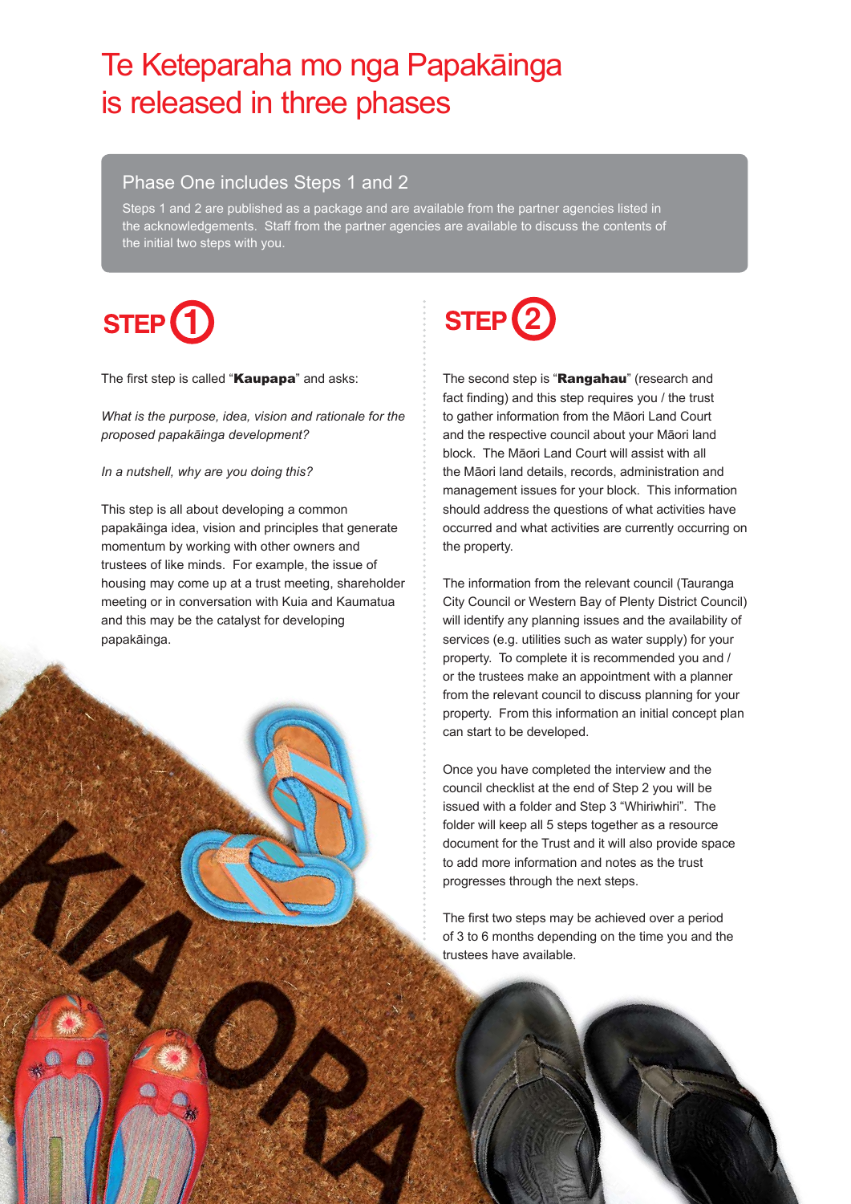# Te Keteparaha mo nga Papakāinga is released in three phases

## Phase One includes Steps 1 and 2

Steps 1 and 2 are published as a package and are available from the partner agencies listed in the acknowledgements. Staff from the partner agencies are available to discuss the contents of the initial two steps with you.

## STEP 1

The first step is called "**Kaupapa**" and asks:

*What is the purpose, idea, vision and rationale for the proposed papakāinga development?*

*In a nutshell, why are you doing this?*

This step is all about developing a common papakāinga idea, vision and principles that generate momentum by working with other owners and trustees of like minds. For example, the issue of housing may come up at a trust meeting, shareholder meeting or in conversation with Kuia and Kaumatua and this may be the catalyst for developing papakāinga.

## STEP 2

The second step is "**Rangahau**" (research and fact finding) and this step requires you / the trust to gather information from the Māori Land Court and the respective council about your Māori land block. The Māori Land Court will assist with all the Māori land details, records, administration and management issues for your block. This information should address the questions of what activities have occurred and what activities are currently occurring on the property.

The information from the relevant council (Tauranga City Council or Western Bay of Plenty District Council) will identify any planning issues and the availability of services (e.g. utilities such as water supply) for your property. To complete it is recommended you and / or the trustees make an appointment with a planner from the relevant council to discuss planning for your property. From this information an initial concept plan can start to be developed.

Once you have completed the interview and the council checklist at the end of Step 2 you will be issued with a folder and Step 3 "Whiriwhiri". The folder will keep all 5 steps together as a resource document for the Trust and it will also provide space to add more information and notes as the trust progresses through the next steps.

The first two steps may be achieved over a period of 3 to 6 months depending on the time you and the trustees have available.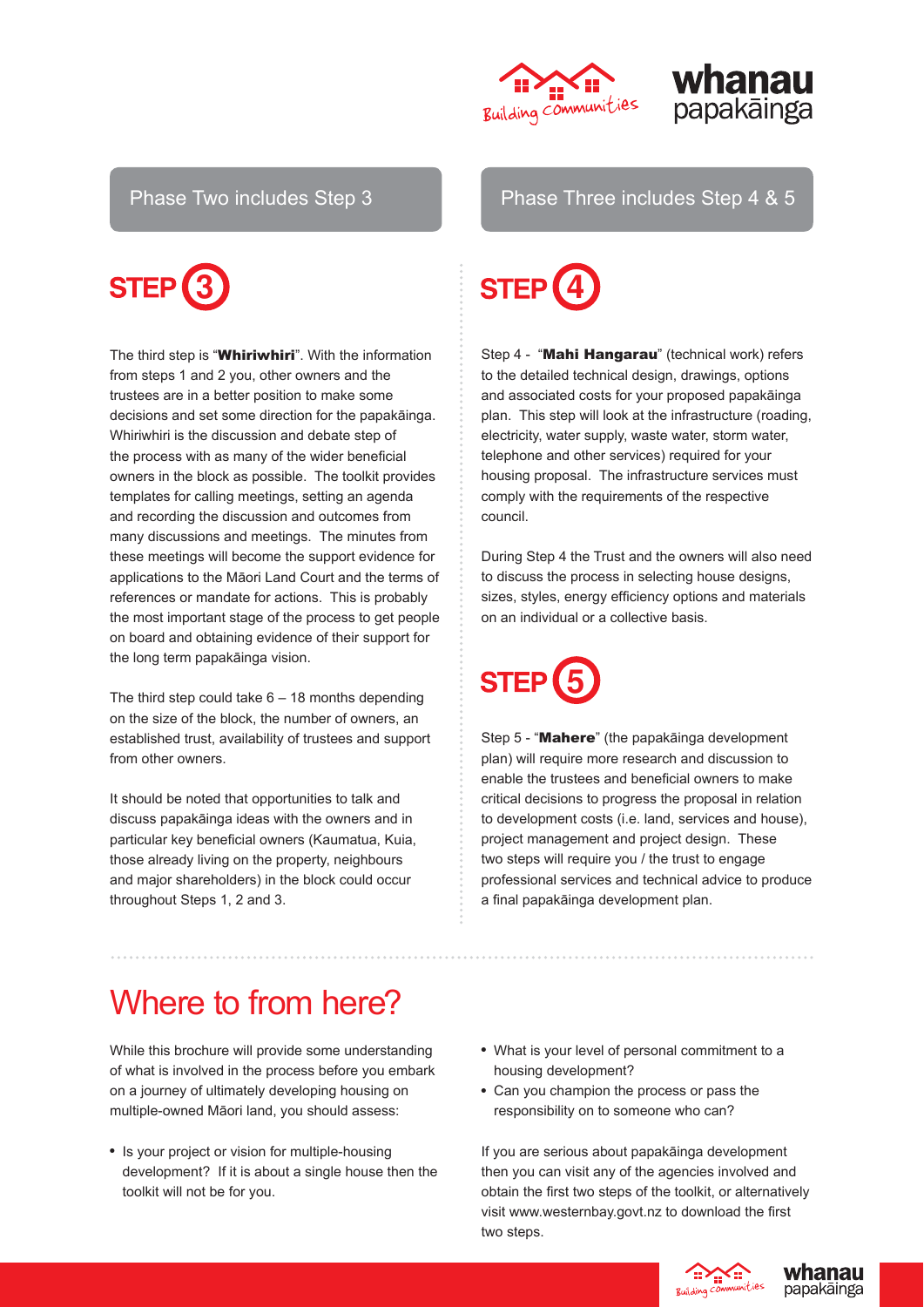## Phase Two includes Step 3

### STEP 3

The third step is "**Whiriwhiri**". With the information from steps 1 and 2 you, other owners and the trustees are in a better position to make some decisions and set some direction for the papakāinga. Whiriwhiri is the discussion and debate step of the process with as many of the wider beneficial owners in the block as possible. The toolkit provides templates for calling meetings, setting an agenda and recording the discussion and outcomes from many discussions and meetings. The minutes from these meetings will become the support evidence for applications to the Māori Land Court and the terms of references or mandate for actions. This is probably the most important stage of the process to get people on board and obtaining evidence of their support for the long term papakāinga vision.

The third step could take 6 – 18 months depending on the size of the block, the number of owners, an established trust, availability of trustees and support from other owners.

It should be noted that opportunities to talk and discuss papakāinga ideas with the owners and in particular key beneficial owners (Kaumatua, Kuia, those already living on the property, neighbours and major shareholders) in the block could occur throughout Steps 1, 2 and 3.

## Phase Three includes Step 4 & 5

### STEP 4

Step 4 - "**Mahi Hangarau**" (technical work) refers to the detailed technical design, drawings, options and associated costs for your proposed papakāinga plan. This step will look at the infrastructure (roading, electricity, water supply, waste water, storm water, telephone and other services) required for your housing proposal. The infrastructure services must comply with the requirements of the respective council.

During Step 4 the Trust and the owners will also need to discuss the process in selecting house designs, sizes, styles, energy efficiency options and materials on an individual or a collective basis.

### STEP 5

Step 5 - "**Mahere**" (the papakāinga development plan) will require more research and discussion to enable the trustees and beneficial owners to make critical decisions to progress the proposal in relation to development costs (i.e. land, services and house), project management and project design. These two steps will require you / the trust to engage professional services and technical advice to produce a final papakāinga development plan.

# Where to from here?

While this brochure will provide some understanding of what is involved in the process before you embark on a journey of ultimately developing housing on multiple-owned Māori land, you should assess:

- Is your project or vision for multiple-housing development? If it is about a single house then the toolkit will not be for you.
- What is your level of personal commitment to a housing development?
- Can you champion the process or pass the responsibility on to someone who can?

If you are serious about papakāinga development then you can visit any of the agencies involved and obtain the first two steps of the toolkit, or alternatively visit www.westernbay.govt.nz to download the first two steps.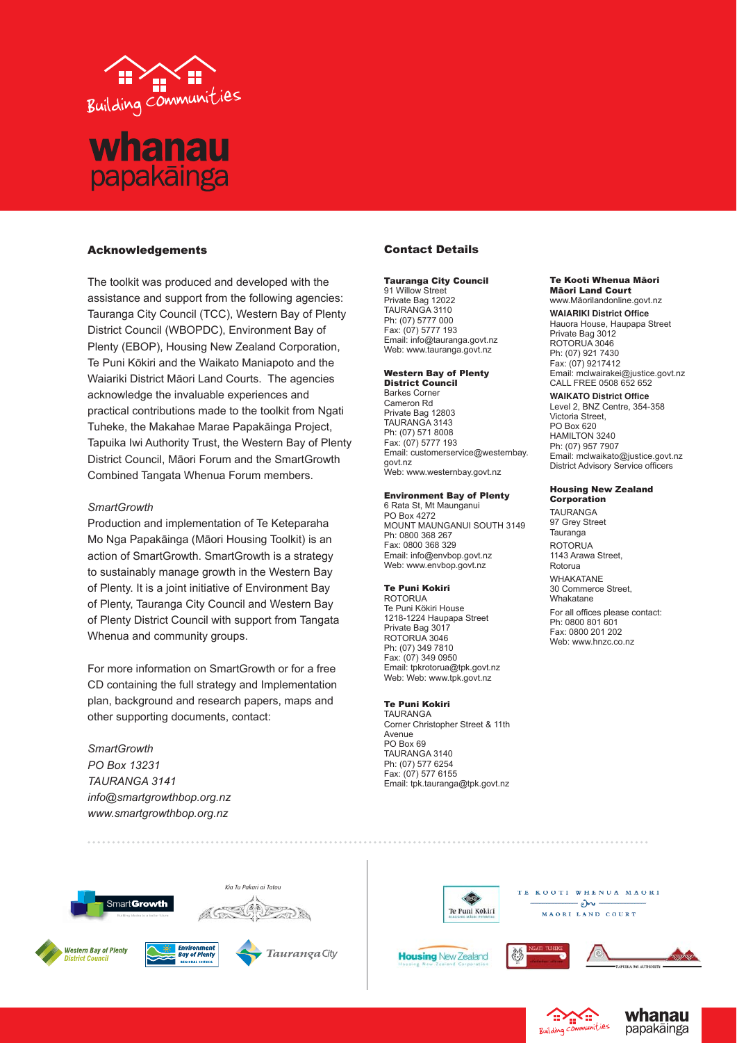Building Communities

# whanau papakāinga

## Acknowledgements

The toolkit was produced and developed with the assistance and support from the following agencies: Tauranga City Council (TCC), Western Bay of Plenty District Council (WBOPDC), Environment Bay of Plenty (EBOP), Housing New Zealand Corporation, Te Puni Kōkiri and the Waikato Maniapoto and the Waiariki District Māori Land Courts. The agencies acknowledge the invaluable experiences and practical contributions made to the toolkit from Ngati Tuheke, the Makahae Marae Papakāinga Project, Tapuika Iwi Authority Trust, the Western Bay of Plenty District Council, Māori Forum and the SmartGrowth Combined Tangata Whenua Forum members.

*SmartGrowth*

Production and implementation of Te Keteparaha Mo Nga Papakāinga (Māori Housing Toolkit) is an action of SmartGrowth. SmartGrowth is a strategy to sustainably manage growth in the Western Bay of Plenty. It is a joint initiative of Environment Bay of Plenty, Tauranga City Council and Western Bay of Plenty District Council with support from Tangata Whenua and community groups.

For more information on SmartGrowth or for a free CD containing the full strategy and Implementation plan, background and research papers, maps and other supporting documents, contact:

*SmartGrowth*
*PO Box 13231*
*TAURANGA 3141*
*info@smartgrowthbop.org.nz*
*www.smartgrowthbop.org.nz*

## Contact Details

**Tauranga City Council**
91 Willow Street
Private Bag 12022
TAURANGA 3110
Ph: (07) 5777 000
Fax: (07) 5777 193
Email: info@tauranga.govt.nz
Web: www.tauranga.govt.nz

**Western Bay of Plenty District Council**
Barkes Corner
Cameron Rd
Private Bag 12803
TAURANGA 3143
Ph: (07) 571 8008
Fax: (07) 5777 193
Email: customerservice@westernbay.govt.nz
Web: www.westernbay.govt.nz

**Environment Bay of Plenty**
6 Rata St, Mt Maunganui
PO Box 4272
MOUNT MAUNGANUI SOUTH 3149
Ph: 0800 368 267
Fax: 0800 368 329
Email: info@envbop.govt.nz
Web: www.envbop.govt.nz

**Te Puni Kokiri**
ROTORUA
Te Puni Kōkiri House
1218-1224 Haupapa Street
Private Bag 3017
ROTORUA 3046
Ph: (07) 349 7810
Fax: (07) 349 0950
Email: tpkrotorua@tpk.govt.nz
Web: Web: www.tpk.govt.nz

**Te Puni Kokiri**
TAURANGA
Corner Christopher Street & 11th Avenue
PO Box 69
TAURANGA 3140
Ph: (07) 577 6254
Fax: (07) 577 6155
Email: tpk.tauranga@tpk.govt.nz

**Te Kooti Whenua Māori Māori Land Court**
www.Māorilandonline.govt.nz

**WAIARIKI District Office**
Hauora House, Haupapa Street
Private Bag 3012
ROTORUA 3046
Ph: (07) 921 7430
Fax: (07) 9217412
Email: mclwairakei@justice.govt.nz
CALL FREE 0508 652 652

**WAIKATO District Office**
Level 2, BNZ Centre, 354-358 Victoria Street,
PO Box 620
HAMILTON 3240
Ph: (07) 957 7907
Email: mclwaikato@justice.govt.nz
District Advisory Service officers

**Housing New Zealand Corporation**
TAURANGA
97 Grey Street
Tauranga

ROTORUA
1143 Arawa Street,
Rotorua

WHAKATANE
30 Commerce Street,
Whakatane

For all offices please contact:
Ph: 0800 801 601
Fax: 0800 201 202
Web: www.hnzc.co.nz

SmartGrowth
Kia Tu Pakari ai Tatou
Western Bay of Plenty District Council
Environment Bay of Plenty
Tauranga City
Te Puni Kōkiri
TE KOOTI WHENUA MAORI
MAORI LAND COURT
Housing New Zealand
NGATI TUHEKE
TAPUIKA IWI AUTHORITY